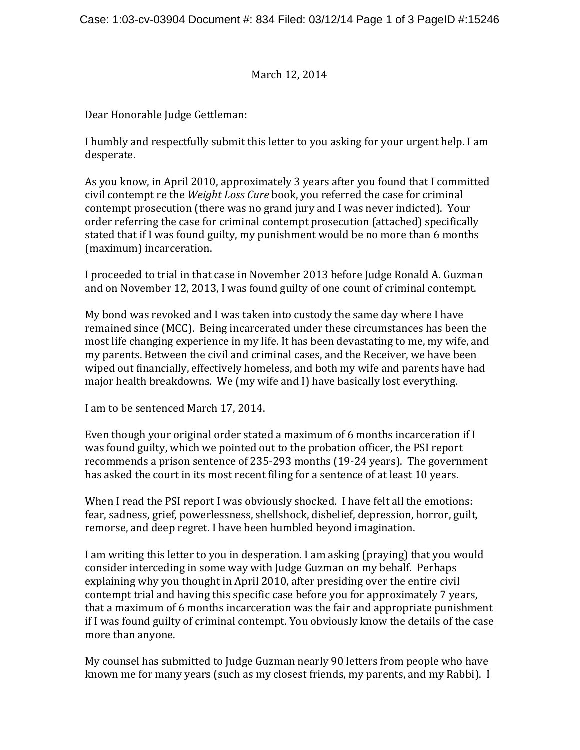March 12, 2014

Dear Honorable Judge Gettleman:

I humbly and respectfully submit this letter to you asking for your urgent help. I am desperate.

As you know, in April 2010, approximately 3 years after you found that I committed civil contempt re the *Weight Loss Cure* book, you referred the case for criminal contempt prosecution (there was no grand jury and I was never indicted). Your order referring the case for criminal contempt prosecution (attached) specifically stated that if I was found guilty, my punishment would be no more than 6 months (maximum) incarceration.

I proceeded to trial in that case in November 2013 before Judge Ronald A. Guzman and on November 12, 2013, I was found guilty of one count of criminal contempt.

My bond was revoked and I was taken into custody the same day where I have remained since (MCC). Being incarcerated under these circumstances has been the most life changing experience in my life. It has been devastating to me, my wife, and my parents. Between the civil and criminal cases, and the Receiver, we have been wiped out financially, effectively homeless, and both my wife and parents have had major health breakdowns. We (my wife and I) have basically lost everything.

I am to be sentenced March 17, 2014.

Even though your original order stated a maximum of 6 months incarceration if I was found guilty, which we pointed out to the probation officer, the PSI report recommends a prison sentence of 235-293 months (19-24 years). The government has asked the court in its most recent filing for a sentence of at least 10 years.

When I read the PSI report I was obviously shocked. I have felt all the emotions: fear, sadness, grief, powerlessness, shellshock, disbelief, depression, horror, guilt, remorse, and deep regret. I have been humbled beyond imagination.

I am writing this letter to you in desperation. I am asking (praying) that you would consider interceding in some way with Judge Guzman on my behalf. Perhaps explaining why you thought in April 2010, after presiding over the entire civil contempt trial and having this specific case before you for approximately 7 years, that a maximum of 6 months incarceration was the fair and appropriate punishment if I was found guilty of criminal contempt. You obviously know the details of the case more than anyone.

My counsel has submitted to Judge Guzman nearly 90 letters from people who have known me for many years (such as my closest friends, my parents, and my Rabbi). I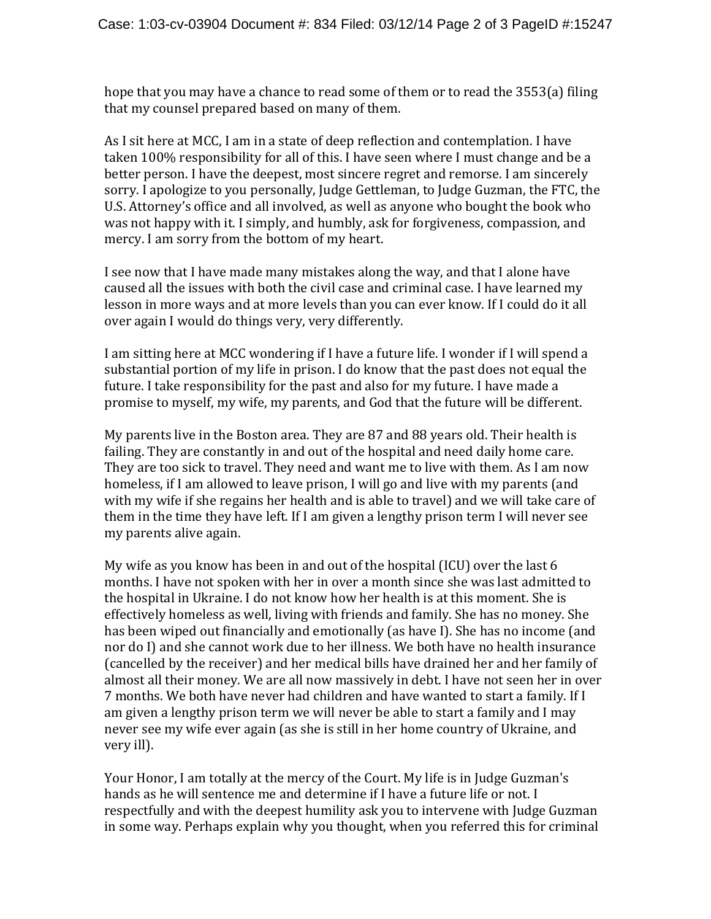hope that you may have a chance to read some of them or to read the 3553(a) filing that my counsel prepared based on many of them.

As I sit here at MCC, I am in a state of deep reflection and contemplation. I have taken 100% responsibility for all of this. I have seen where I must change and be a better person. I have the deepest, most sincere regret and remorse. I am sincerely sorry. I apologize to you personally, Judge Gettleman, to Judge Guzman, the FTC, the U.S. Attorney's office and all involved, as well as anyone who bought the book who was not happy with it. I simply, and humbly, ask for forgiveness, compassion, and mercy. I am sorry from the bottom of my heart.

I see now that I have made many mistakes along the way, and that I alone have caused all the issues with both the civil case and criminal case. I have learned my lesson in more ways and at more levels than you can ever know. If I could do it all over again I would do things very, very differently.

I am sitting here at MCC wondering if I have a future life. I wonder if I will spend a substantial portion of my life in prison. I do know that the past does not equal the future. I take responsibility for the past and also for my future. I have made a promise to myself, my wife, my parents, and God that the future will be different.

My parents live in the Boston area. They are 87 and 88 years old. Their health is failing. They are constantly in and out of the hospital and need daily home care. They are too sick to travel. They need and want me to live with them. As I am now homeless, if I am allowed to leave prison, I will go and live with my parents (and with my wife if she regains her health and is able to travel) and we will take care of them in the time they have left. If I am given a lengthy prison term I will never see my parents alive again.

My wife as you know has been in and out of the hospital (ICU) over the last 6 months. I have not spoken with her in over a month since she was last admitted to the hospital in Ukraine. I do not know how her health is at this moment. She is effectively homeless as well, living with friends and family. She has no money. She has been wiped out financially and emotionally (as have I). She has no income (and nor do I) and she cannot work due to her illness. We both have no health insurance (cancelled by the receiver) and her medical bills have drained her and her family of almost all their money. We are all now massively in debt. I have not seen her in over 7 months. We both have never had children and have wanted to start a family. If I am given a lengthy prison term we will never be able to start a family and I may never see my wife ever again (as she is still in her home country of Ukraine, and very ill).

Your Honor, I am totally at the mercy of the Court. My life is in Judge Guzman's hands as he will sentence me and determine if I have a future life or not. I respectfully and with the deepest humility ask you to intervene with Judge Guzman in some way. Perhaps explain why you thought, when you referred this for criminal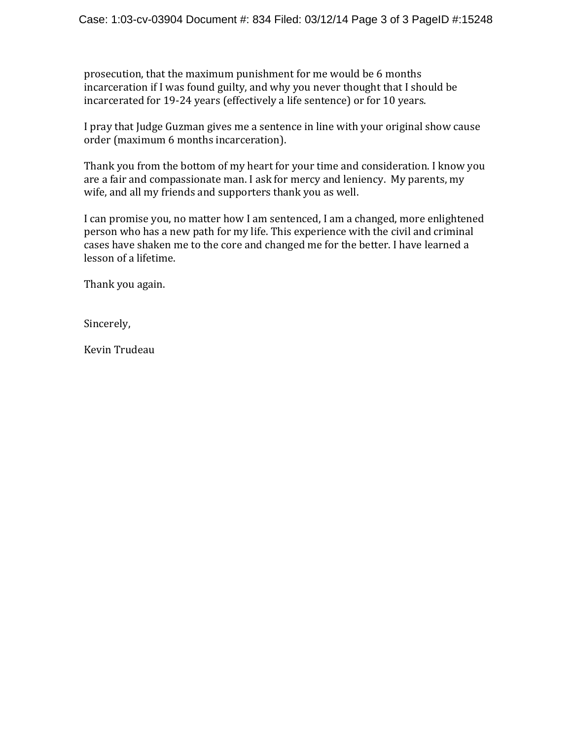prosecution, that the maximum punishment for me would be 6 months incarceration if I was found guilty, and why you never thought that I should be incarcerated for 19-24 years (effectively a life sentence) or for 10 years.

I pray that Judge Guzman gives me a sentence in line with your original show cause order (maximum 6 months incarceration).

Thank you from the bottom of my heart for your time and consideration. I know you are a fair and compassionate man. I ask for mercy and leniency. My parents, my wife, and all my friends and supporters thank you as well.

I can promise you, no matter how I am sentenced, I am a changed, more enlightened person who has a new path for my life. This experience with the civil and criminal cases have shaken me to the core and changed me for the better. I have learned a lesson of a lifetime.

Thank you again.

Sincerely,

Kevin Trudeau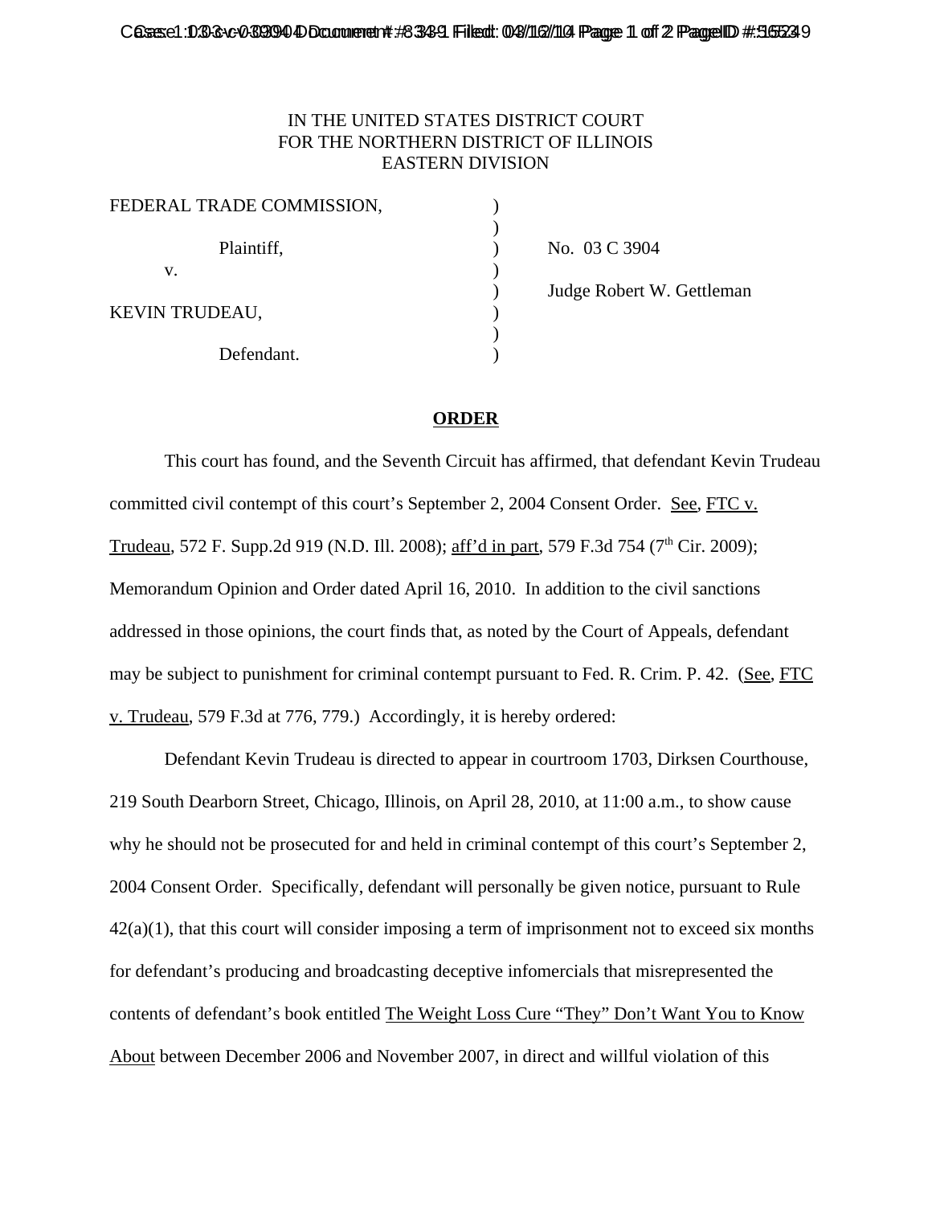IN THE UNITED STATES DISTRICT COURT
FOR THE NORTHERN DISTRICT OF ILLINOIS
EASTERN DIVISION

| | | |
|---|---|---|
| FEDERAL TRADE COMMISSION, | ) | |
| | ) | |
| Plaintiff, | ) | No. 03 C 3904 |
| v. | ) | |
| | ) | Judge Robert W. Gettleman |
| KEVIN TRUDEAU, | ) | |
| | ) | |
| Defendant. | ) | |

## ORDER

This court has found, and the Seventh Circuit has affirmed, that defendant Kevin Trudeau committed civil contempt of this court's September 2, 2004 Consent Order. See, FTC v. Trudeau, 572 F. Supp.2d 919 (N.D. Ill. 2008); aff'd in part, 579 F.3d 754 (7th Cir. 2009); Memorandum Opinion and Order dated April 16, 2010. In addition to the civil sanctions addressed in those opinions, the court finds that, as noted by the Court of Appeals, defendant may be subject to punishment for criminal contempt pursuant to Fed. R. Crim. P. 42. (See, FTC v. Trudeau, 579 F.3d at 776, 779.) Accordingly, it is hereby ordered:

Defendant Kevin Trudeau is directed to appear in courtroom 1703, Dirksen Courthouse, 219 South Dearborn Street, Chicago, Illinois, on April 28, 2010, at 11:00 a.m., to show cause why he should not be prosecuted for and held in criminal contempt of this court's September 2, 2004 Consent Order. Specifically, defendant will personally be given notice, pursuant to Rule 42(a)(1), that this court will consider imposing a term of imprisonment not to exceed six months for defendant's producing and broadcasting deceptive infomercials that misrepresented the contents of defendant's book entitled The Weight Loss Cure "They" Don't Want You to Know About between December 2006 and November 2007, in direct and willful violation of this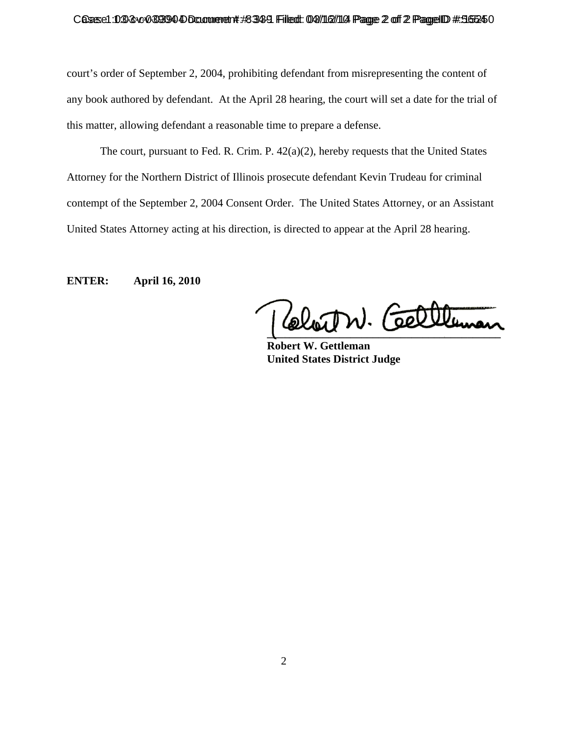court's order of September 2, 2004, prohibiting defendant from misrepresenting the content of any book authored by defendant. At the April 28 hearing, the court will set a date for the trial of this matter, allowing defendant a reasonable time to prepare a defense.

The court, pursuant to Fed. R. Crim. P. 42(a)(2), hereby requests that the United States Attorney for the Northern District of Illinois prosecute defendant Kevin Trudeau for criminal contempt of the September 2, 2004 Consent Order. The United States Attorney, or an Assistant United States Attorney acting at his direction, is directed to appear at the April 28 hearing.

**ENTER: April 16, 2010**

______________________________________
**Robert W. Gettleman**
**United States District Judge**